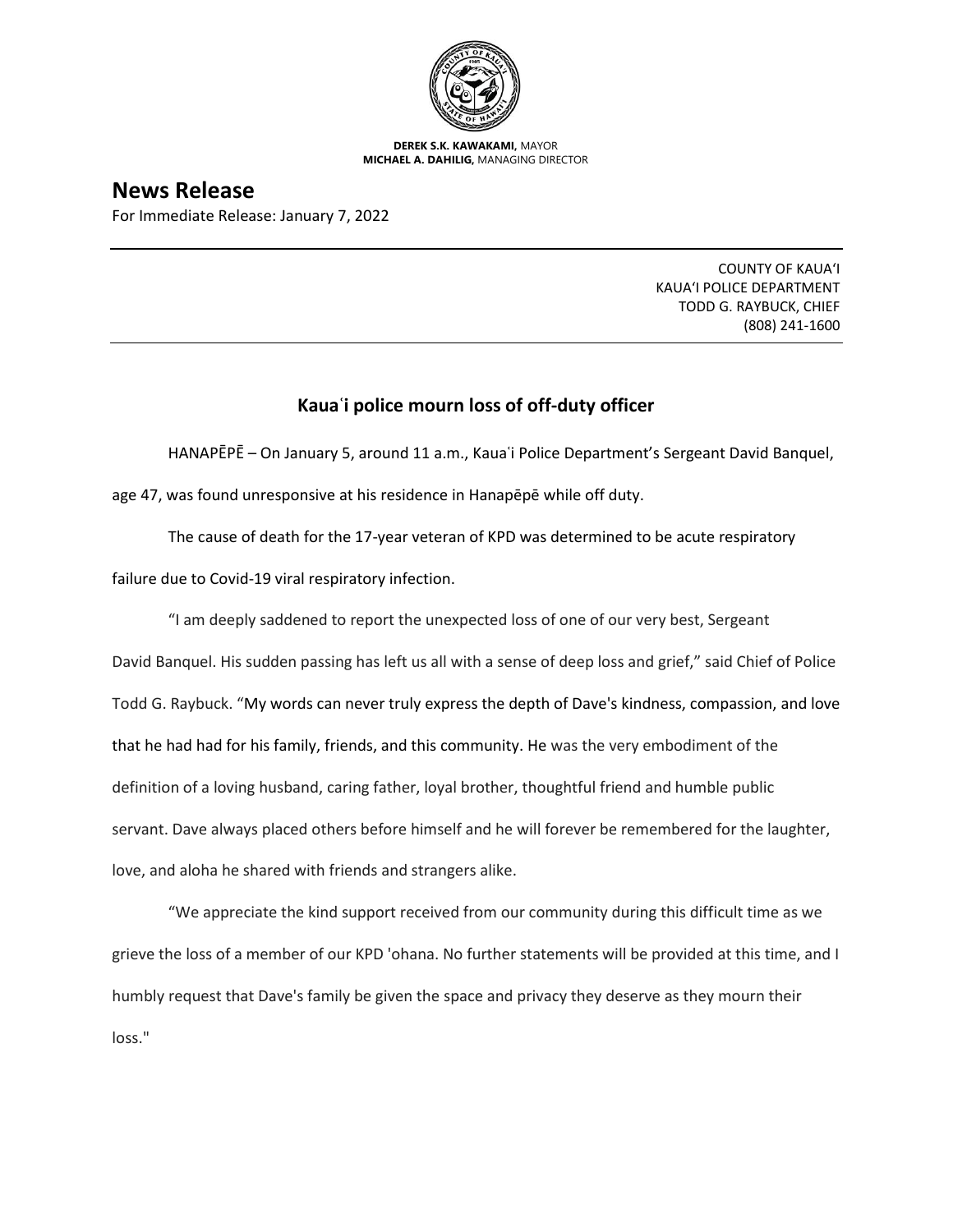**DEREK S.K. KAWAKAMI,** MAYOR
**MICHAEL A. DAHILIG,** MANAGING DIRECTOR

# News Release

For Immediate Release: January 7, 2022

COUNTY OF KAUAʻI
KAUAʻI POLICE DEPARTMENT
TODD G. RAYBUCK, CHIEF
(808) 241-1600

## Kauaʻi police mourn loss of off-duty officer

HANAPĒPĒ – On January 5, around 11 a.m., Kauaʻi Police Department's Sergeant David Banquel, age 47, was found unresponsive at his residence in Hanapēpē while off duty.

The cause of death for the 17-year veteran of KPD was determined to be acute respiratory failure due to Covid-19 viral respiratory infection.

"I am deeply saddened to report the unexpected loss of one of our very best, Sergeant David Banquel. His sudden passing has left us all with a sense of deep loss and grief," said Chief of Police Todd G. Raybuck. "My words can never truly express the depth of Dave's kindness, compassion, and love that he had had for his family, friends, and this community. He was the very embodiment of the definition of a loving husband, caring father, loyal brother, thoughtful friend and humble public servant. Dave always placed others before himself and he will forever be remembered for the laughter, love, and aloha he shared with friends and strangers alike.

"We appreciate the kind support received from our community during this difficult time as we grieve the loss of a member of our KPD 'ohana. No further statements will be provided at this time, and I humbly request that Dave's family be given the space and privacy they deserve as they mourn their loss."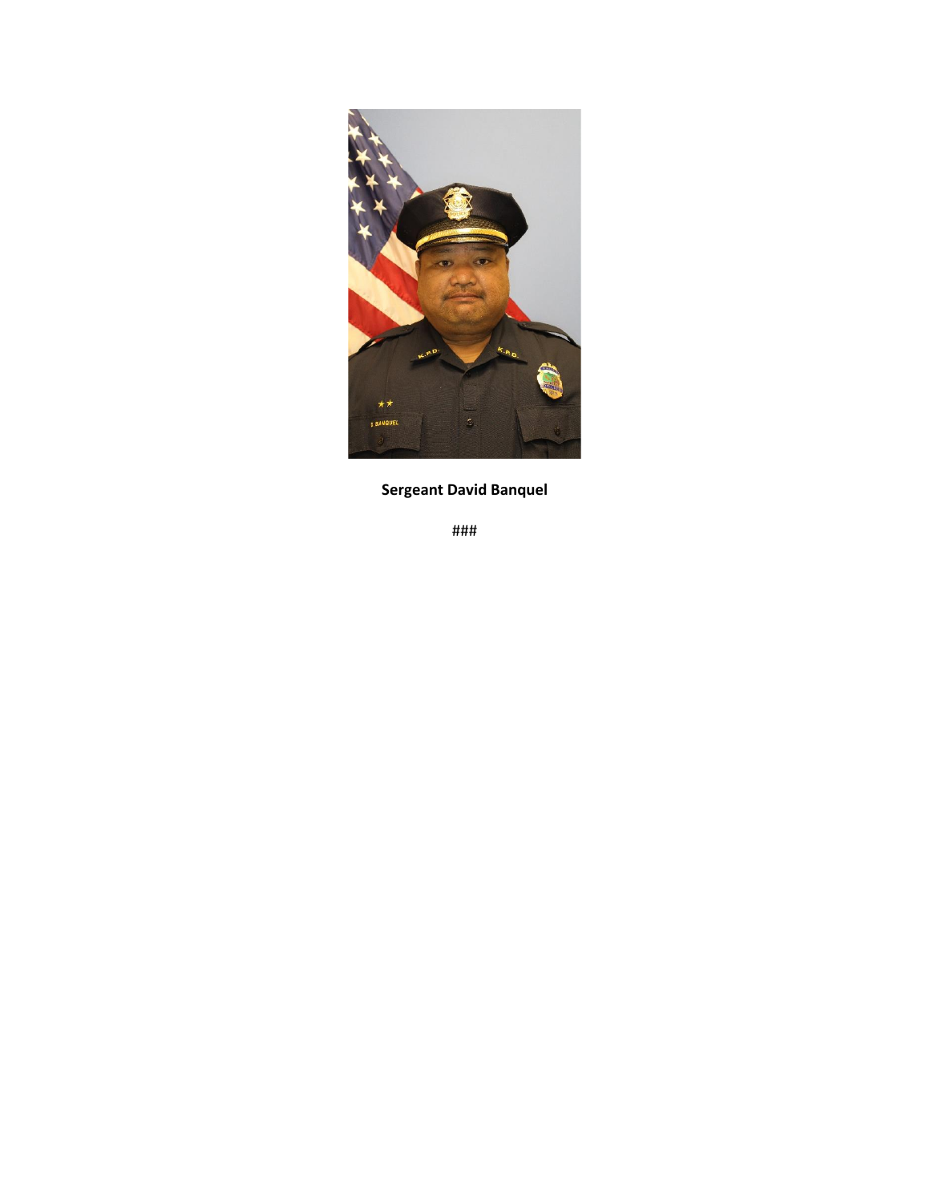**Sergeant David Banquel**

###